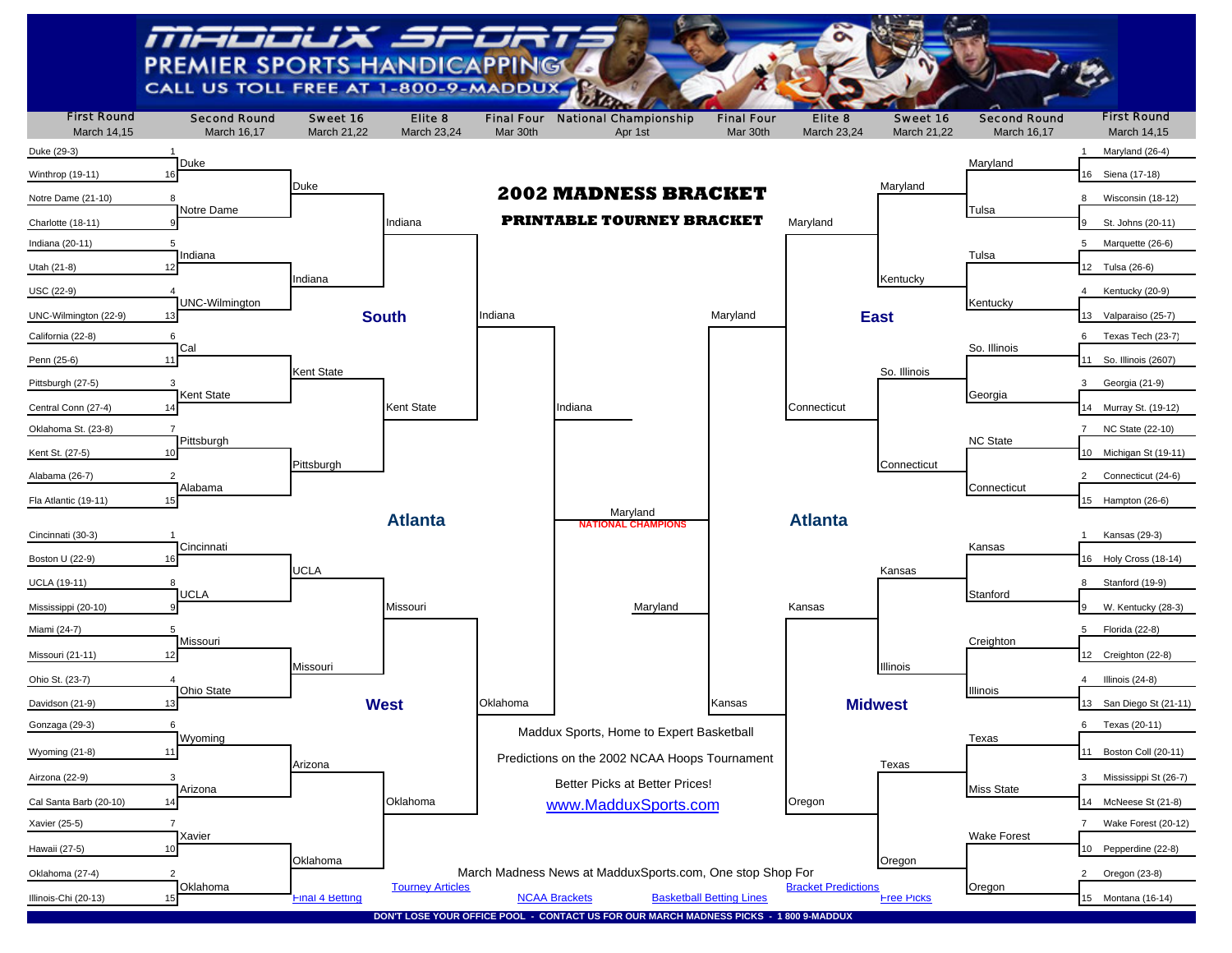# MADDUX SPORTS

PREMIER SPORTS HANDICAPPING

CALL US TOLL FREE AT 1-800-9-MADDUX

## 2002 MADNESS BRACKET

### PRINTABLE TOURNEY BRACKET

| First Round March 14,15 | Second Round March 16,17 | Sweet 16 March 21,22 | Elite 8 March 23,24 | Final Four Mar 30th | National Championship Apr 1st | Final Four Mar 30th | Elite 8 March 23,24 | Sweet 16 March 21,22 | Second Round March 16,17 | First Round March 14,15 |
|---|---|---|---|---|---|---|---|---|---|---|

### South (Atlanta)

**First Round**
- 1 Duke (29-3) vs 16 Winthrop (19-11)
- 8 Notre Dame (21-10) vs 9 Charlotte (18-11)
- 5 Indiana (20-11) vs 12 Utah (21-8)
- 4 USC (22-9) vs 13 UNC-Wilmington (22-9)
- 6 California (22-8) vs 11 Penn (25-6)
- 3 Pittsburgh (27-5) vs 14 Central Conn (27-4)
- 7 Oklahoma St. (23-8) vs 10 Kent St. (27-5)
- 2 Alabama (26-7) vs 15 Fla Atlantic (19-11)

**Second Round:** Duke, Notre Dame, Indiana, UNC-Wilmington, Cal, Kent State, Pittsburgh, Alabama

**Sweet 16:** Duke, Indiana, Kent State, Pittsburgh

**Elite 8:** Indiana, Kent State

**Final Four:** Indiana

### West (Atlanta)

**First Round**
- 1 Cincinnati (30-3) vs 16 Boston U (22-9)
- 8 UCLA (19-11) vs 9 Mississippi (20-10)
- 5 Miami (24-7) vs 12 Missouri (21-11)
- 4 Ohio St. (23-7) vs 13 Davidson (21-9)
- 6 Gonzaga (29-3) vs 11 Wyoming (21-8)
- 3 Airzona (22-9) vs 14 Cal Santa Barb (20-10)
- 7 Xavier (25-5) vs 10 Hawaii (27-5)
- 2 Oklahoma (27-4) vs 15 Illinois-Chi (20-13)

**Second Round:** Cincinnati, UCLA, Missouri, Ohio State, Wyoming, Arizona, Xavier, Oklahoma

**Sweet 16:** UCLA, Missouri, Arizona, Oklahoma

**Elite 8:** Missouri, Oklahoma

**Final Four:** Oklahoma

### East (Atlanta)

**First Round**
- 1 Maryland (26-4) vs 16 Siena (17-18)
- 8 Wisconsin (18-12) vs 9 St. Johns (20-11)
- 5 Marquette (26-6) vs 12 Tulsa (26-6)
- 4 Kentucky (20-9) vs 13 Valparaiso (25-7)
- 6 Texas Tech (23-7) vs 11 So. Illinois (2607)
- 3 Georgia (21-9) vs 14 Murray St. (19-12)
- 7 NC State (22-10) vs 10 Michigan St (19-11)
- 2 Connecticut (24-6) vs 15 Hampton (26-6)

**Second Round:** Maryland, Tulsa, Tulsa, Kentucky, So. Illinois, Georgia, NC State, Connecticut

**Sweet 16:** Maryland, Kentucky, So. Illinois, Connecticut

**Elite 8:** Maryland, Connecticut

**Final Four:** Maryland

### Midwest (Atlanta)

**First Round**
- 1 Kansas (29-3) vs 16 Holy Cross (18-14)
- 8 Stanford (19-9) vs 9 W. Kentucky (28-3)
- 5 Florida (22-8) vs 12 Creighton (22-8)
- 4 Illinois (24-8) vs 13 San Diego St (21-11)
- 6 Texas (20-11) vs 11 Boston Coll (20-11)
- 3 Mississippi St (26-7) vs 14 McNeese St (21-8)
- 7 Wake Forest (20-12) vs 10 Pepperdine (22-8)
- 2 Oregon (23-8) vs 15 Montana (16-14)

**Second Round:** Kansas, Stanford, Creighton, Illinois, Texas, Miss State, Wake Forest, Oregon

**Sweet 16:** Kansas, Illinois, Texas, Oregon

**Elite 8:** Kansas, Oregon

**Final Four:** Kansas

### Final Four / Championship

- Indiana vs Oklahoma: Indiana
- Maryland vs Kansas: Maryland
- Championship: Maryland

**Maryland — NATIONAL CHAMPIONS**

Maddux Sports, Home to Expert Basketball

Predictions on the 2002 NCAA Hoops Tournament

Better Picks at Better Prices!

www.MadduxSports.com

March Madness News at MadduxSports.com, One stop Shop For

Final 4 Betting | Tourney Articles | NCAA Brackets | Basketball Betting Lines | Bracket Predictions | Free Picks

DON'T LOSE YOUR OFFICE POOL - CONTACT US FOR OUR MARCH MADNESS PICKS - 1 800 9-MADDUX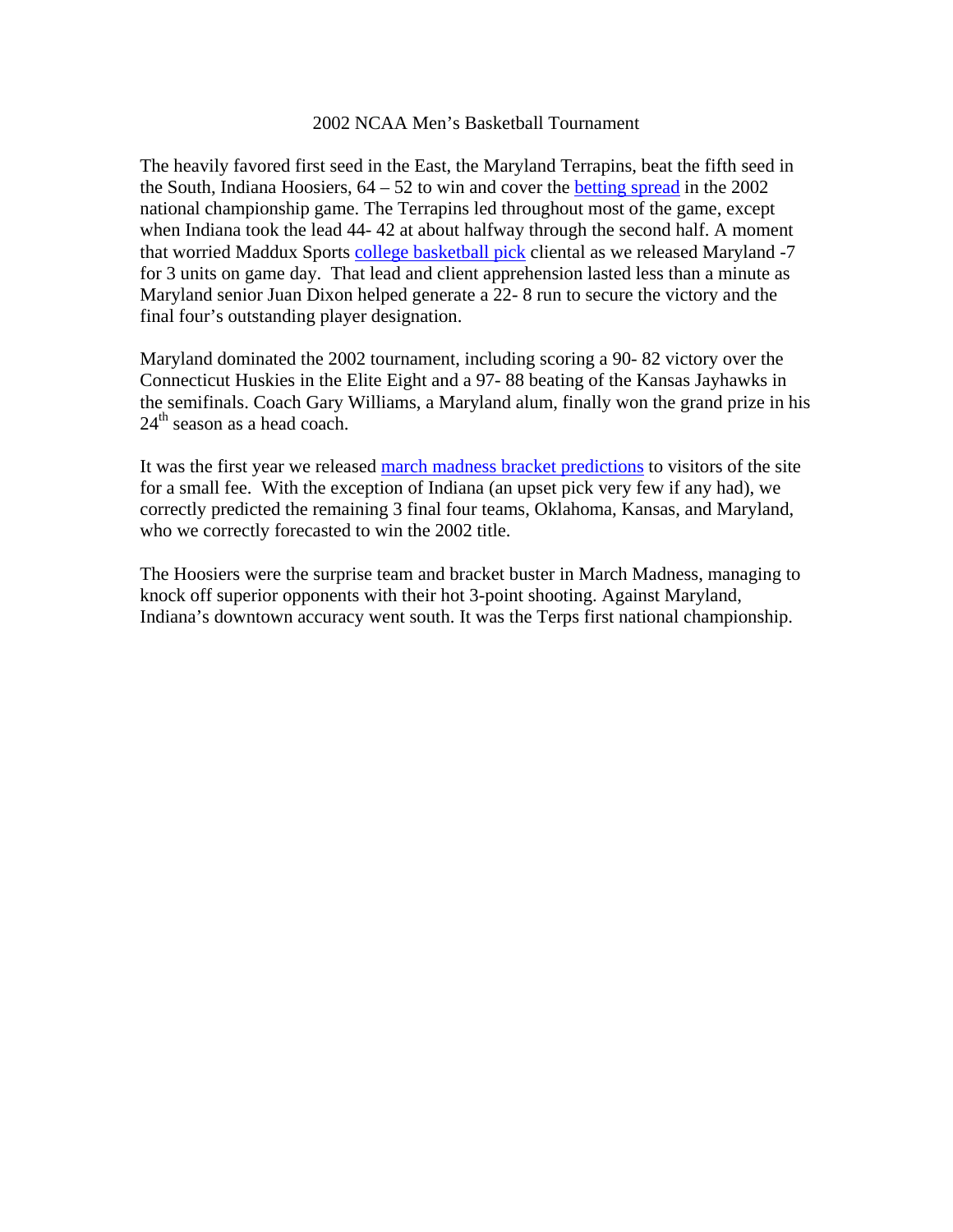# 2002 NCAA Men's Basketball Tournament

The heavily favored first seed in the East, the Maryland Terrapins, beat the fifth seed in the South, Indiana Hoosiers, 64 – 52 to win and cover the betting spread in the 2002 national championship game. The Terrapins led throughout most of the game, except when Indiana took the lead 44- 42 at about halfway through the second half. A moment that worried Maddux Sports college basketball pick cliental as we released Maryland -7 for 3 units on game day. That lead and client apprehension lasted less than a minute as Maryland senior Juan Dixon helped generate a 22- 8 run to secure the victory and the final four's outstanding player designation.

Maryland dominated the 2002 tournament, including scoring a 90- 82 victory over the Connecticut Huskies in the Elite Eight and a 97- 88 beating of the Kansas Jayhawks in the semifinals. Coach Gary Williams, a Maryland alum, finally won the grand prize in his 24th season as a head coach.

It was the first year we released march madness bracket predictions to visitors of the site for a small fee. With the exception of Indiana (an upset pick very few if any had), we correctly predicted the remaining 3 final four teams, Oklahoma, Kansas, and Maryland, who we correctly forecasted to win the 2002 title.

The Hoosiers were the surprise team and bracket buster in March Madness, managing to knock off superior opponents with their hot 3-point shooting. Against Maryland, Indiana's downtown accuracy went south. It was the Terps first national championship.